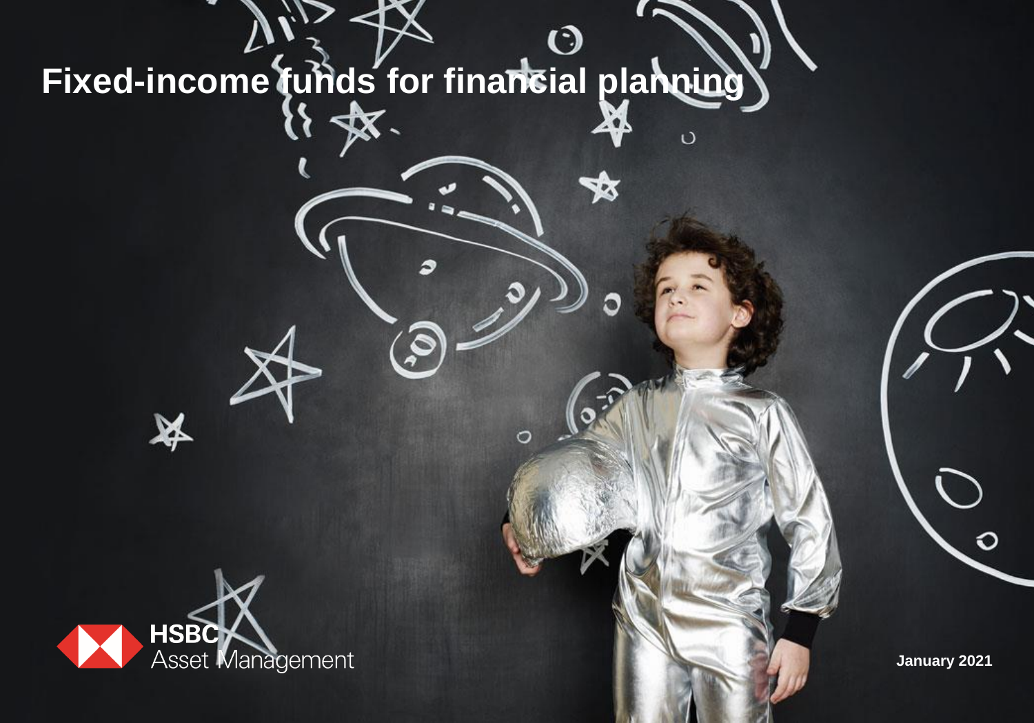# Fixed-income funds for financial planning

HSBC Asset Management

January 2021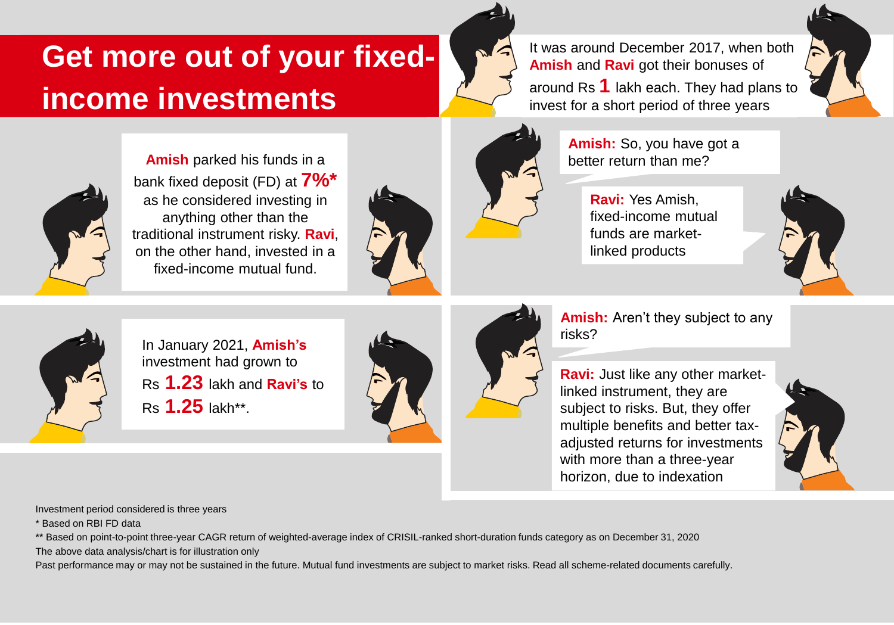# Get more out of your fixed-income investments

It was around December 2017, when both **Amish** and **Ravi** got their bonuses of around Rs **1** lakh each. They had plans to invest for a short period of three years

**Amish** parked his funds in a bank fixed deposit (FD) at **7%*** as he considered investing in anything other than the traditional instrument risky. **Ravi**, on the other hand, invested in a fixed-income mutual fund.

**Amish:** So, you have got a better return than me?

**Ravi:** Yes Amish, fixed-income mutual funds are market-linked products

In January 2021, **Amish's** investment had grown to Rs **1.23** lakh and **Ravi's** to Rs **1.25** lakh**.

**Amish:** Aren't they subject to any risks?

**Ravi:** Just like any other market-linked instrument, they are subject to risks. But, they offer multiple benefits and better tax-adjusted returns for investments with more than a three-year horizon, due to indexation

Investment period considered is three years

* Based on RBI FD data

** Based on point-to-point three-year CAGR return of weighted-average index of CRISIL-ranked short-duration funds category as on December 31, 2020

The above data analysis/chart is for illustration only

Past performance may or may not be sustained in the future. Mutual fund investments are subject to market risks. Read all scheme-related documents carefully.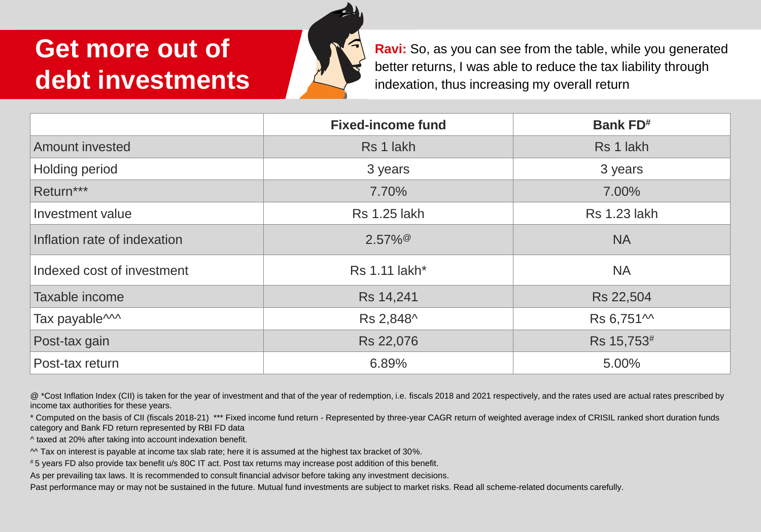# Get more out of debt investments

**Ravi:** So, as you can see from the table, while you generated better returns, I was able to reduce the tax liability through indexation, thus increasing my overall return

| | Fixed-income fund | Bank FD# |
|---|---|---|
| Amount invested | Rs 1 lakh | Rs 1 lakh |
| Holding period | 3 years | 3 years |
| Return*** | 7.70% | 7.00% |
| Investment value | Rs 1.25 lakh | Rs 1.23 lakh |
| Inflation rate of indexation | 2.57%@ | NA |
| Indexed cost of investment | Rs 1.11 lakh* | NA |
| Taxable income | Rs 14,241 | Rs 22,504 |
| Tax payable^^^ | Rs 2,848^ | Rs 6,751^^ |
| Post-tax gain | Rs 22,076 | Rs 15,753# |
| Post-tax return | 6.89% | 5.00% |

@ *Cost Inflation Index (CII) is taken for the year of investment and that of the year of redemption, i.e. fiscals 2018 and 2021 respectively, and the rates used are actual rates prescribed by income tax authorities for these years.

* Computed on the basis of CII (fiscals 2018-21) *** Fixed income fund return - Represented by three-year CAGR return of weighted average index of CRISIL ranked short duration funds category and Bank FD return represented by RBI FD data

^ taxed at 20% after taking into account indexation benefit.

^^ Tax on interest is payable at income tax slab rate; here it is assumed at the highest tax bracket of 30%.

# 5 years FD also provide tax benefit u/s 80C IT act. Post tax returns may increase post addition of this benefit.

As per prevailing tax laws. It is recommended to consult financial advisor before taking any investment decisions.

Past performance may or may not be sustained in the future. Mutual fund investments are subject to market risks. Read all scheme-related documents carefully.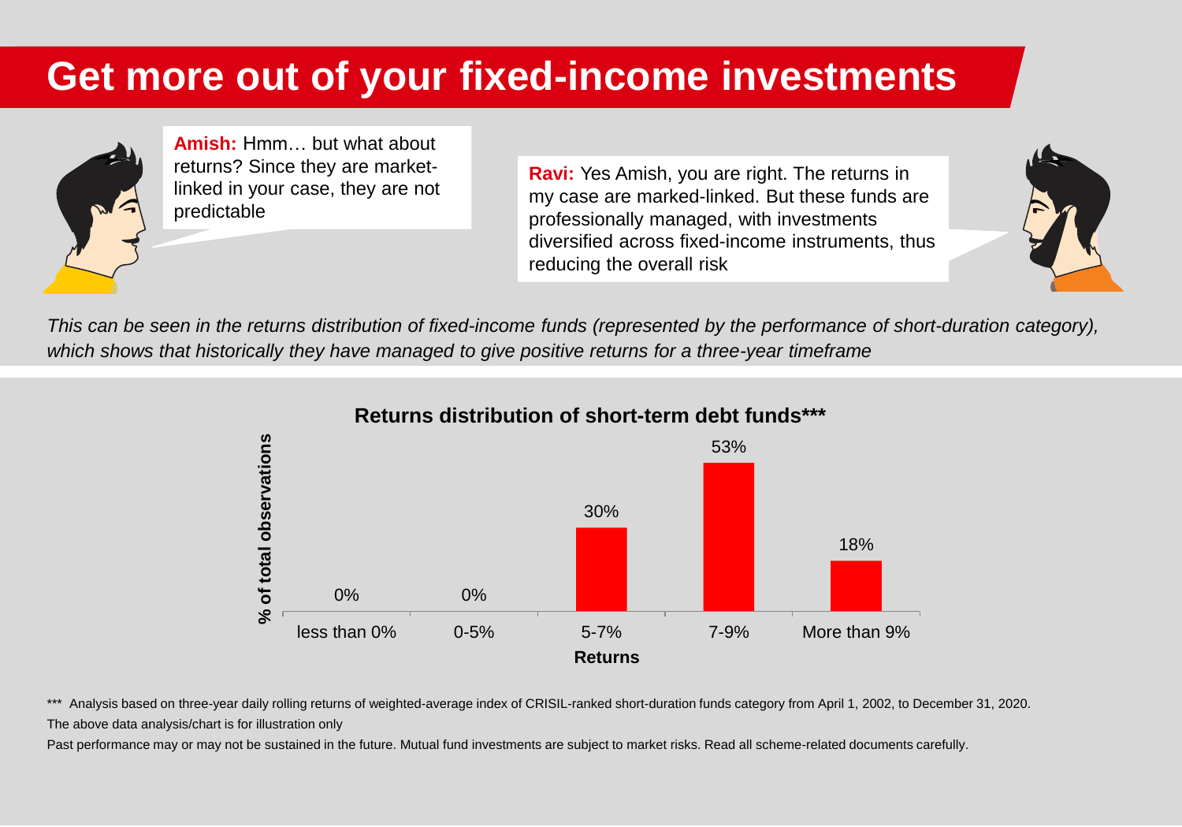# Get more out of your fixed-income investments

**Amish:** Hmm… but what about returns? Since they are market-linked in your case, they are not predictable

**Ravi:** Yes Amish, you are right. The returns in my case are marked-linked. But these funds are professionally managed, with investments diversified across fixed-income instruments, thus reducing the overall risk

*This can be seen in the returns distribution of fixed-income funds (represented by the performance of short-duration category), which shows that historically they have managed to give positive returns for a three-year timeframe*

**Returns distribution of short-term debt funds*****

| Returns | % of total observations |
|---|---|
| less than 0% | 0% |
| 0-5% | 0% |
| 5-7% | 30% |
| 7-9% | 53% |
| More than 9% | 18% |

*** Analysis based on three-year daily rolling returns of weighted-average index of CRISIL-ranked short-duration funds category from April 1, 2002, to December 31, 2020.

The above data analysis/chart is for illustration only

Past performance may or may not be sustained in the future. Mutual fund investments are subject to market risks. Read all scheme-related documents carefully.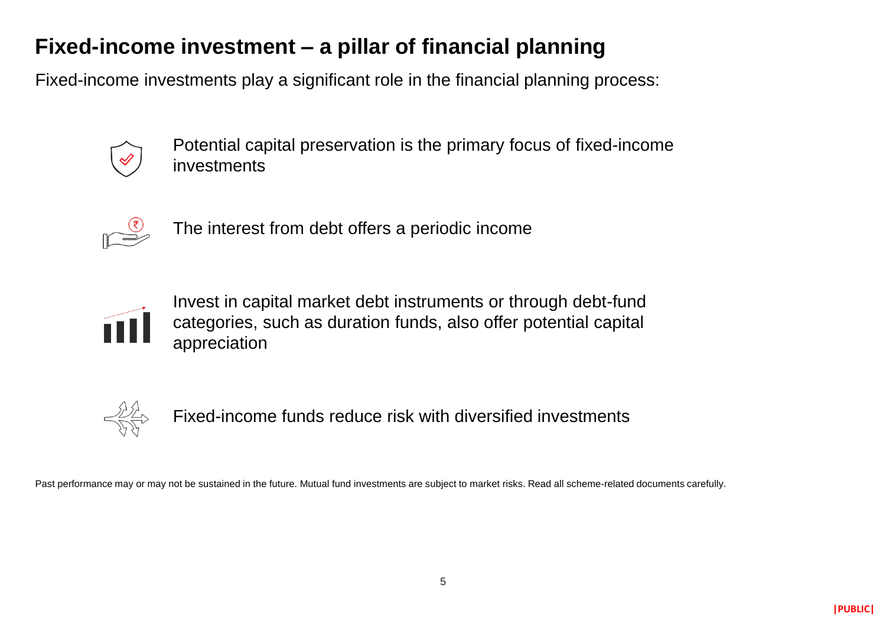# Fixed-income investment – a pillar of financial planning

Fixed-income investments play a significant role in the financial planning process:

- Potential capital preservation is the primary focus of fixed-income investments
- The interest from debt offers a periodic income
- Invest in capital market debt instruments or through debt-fund categories, such as duration funds, also offer potential capital appreciation
- Fixed-income funds reduce risk with diversified investments

Past performance may or may not be sustained in the future. Mutual fund investments are subject to market risks. Read all scheme-related documents carefully.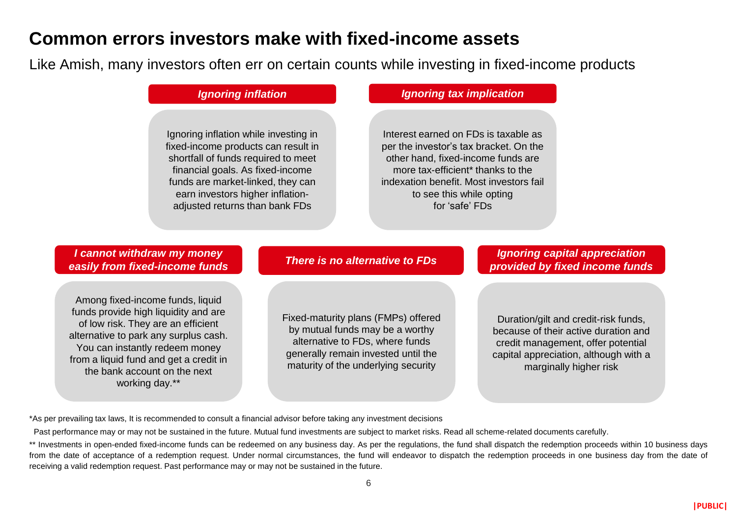# Common errors investors make with fixed-income assets

Like Amish, many investors often err on certain counts while investing in fixed-income products

### *Ignoring inflation*

Ignoring inflation while investing in fixed-income products can result in shortfall of funds required to meet financial goals. As fixed-income funds are market-linked, they can earn investors higher inflation-adjusted returns than bank FDs

### *Ignoring tax implication*

Interest earned on FDs is taxable as per the investor's tax bracket. On the other hand, fixed-income funds are more tax-efficient* thanks to the indexation benefit. Most investors fail to see this while opting for 'safe' FDs

### *I cannot withdraw my money easily from fixed-income funds*

Among fixed-income funds, liquid funds provide high liquidity and are of low risk. They are an efficient alternative to park any surplus cash. You can instantly redeem money from a liquid fund and get a credit in the bank account on the next working day.**

### *There is no alternative to FDs*

Fixed-maturity plans (FMPs) offered by mutual funds may be a worthy alternative to FDs, where funds generally remain invested until the maturity of the underlying security

### *Ignoring capital appreciation provided by fixed income funds*

Duration/gilt and credit-risk funds, because of their active duration and credit management, offer potential capital appreciation, although with a marginally higher risk

*As per prevailing tax laws, It is recommended to consult a financial advisor before taking any investment decisions

Past performance may or may not be sustained in the future. Mutual fund investments are subject to market risks. Read all scheme-related documents carefully.

** Investments in open-ended fixed-income funds can be redeemed on any business day. As per the regulations, the fund shall dispatch the redemption proceeds within 10 business days from the date of acceptance of a redemption request. Under normal circumstances, the fund will endeavor to dispatch the redemption proceeds in one business day from the date of receiving a valid redemption request. Past performance may or may not be sustained in the future.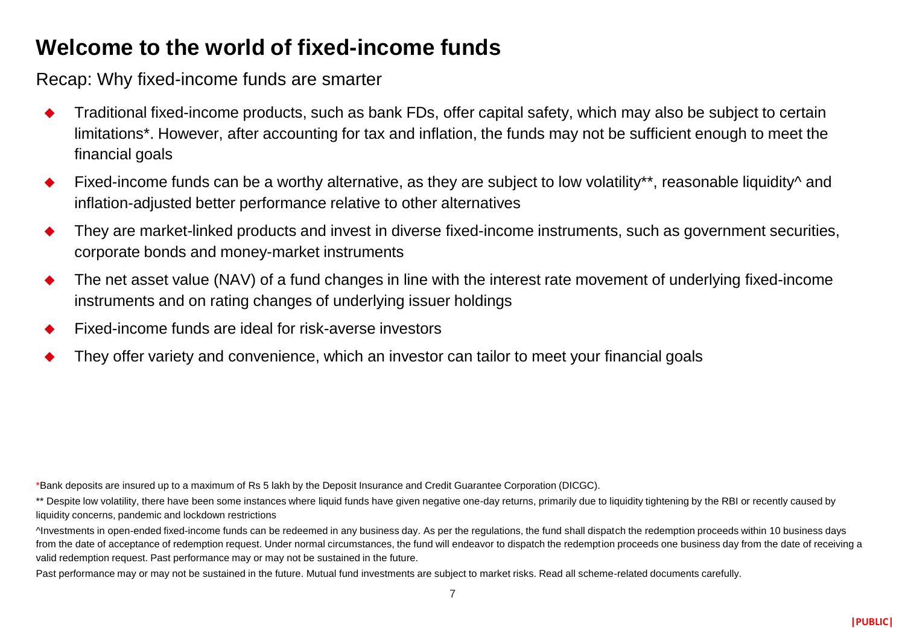# Welcome to the world of fixed-income funds

Recap: Why fixed-income funds are smarter

- Traditional fixed-income products, such as bank FDs, offer capital safety, which may also be subject to certain limitations*. However, after accounting for tax and inflation, the funds may not be sufficient enough to meet the financial goals
- Fixed-income funds can be a worthy alternative, as they are subject to low volatility**, reasonable liquidity^ and inflation-adjusted better performance relative to other alternatives
- They are market-linked products and invest in diverse fixed-income instruments, such as government securities, corporate bonds and money-market instruments
- The net asset value (NAV) of a fund changes in line with the interest rate movement of underlying fixed-income instruments and on rating changes of underlying issuer holdings
- Fixed-income funds are ideal for risk-averse investors
- They offer variety and convenience, which an investor can tailor to meet your financial goals

*Bank deposits are insured up to a maximum of Rs 5 lakh by the Deposit Insurance and Credit Guarantee Corporation (DICGC).

** Despite low volatility, there have been some instances where liquid funds have given negative one-day returns, primarily due to liquidity tightening by the RBI or recently caused by liquidity concerns, pandemic and lockdown restrictions

^Investments in open-ended fixed-income funds can be redeemed in any business day. As per the regulations, the fund shall dispatch the redemption proceeds within 10 business days from the date of acceptance of redemption request. Under normal circumstances, the fund will endeavor to dispatch the redemption proceeds one business day from the date of receiving a valid redemption request. Past performance may or may not be sustained in the future.

Past performance may or may not be sustained in the future. Mutual fund investments are subject to market risks. Read all scheme-related documents carefully.

|PUBLIC|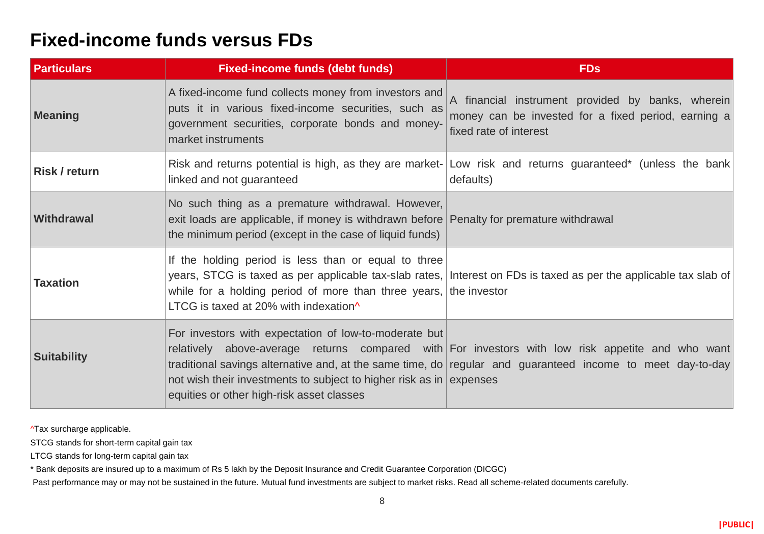# Fixed-income funds versus FDs

| Particulars | Fixed-income funds (debt funds) | FDs |
|---|---|---|
| **Meaning** | A fixed-income fund collects money from investors and puts it in various fixed-income securities, such as government securities, corporate bonds and money-market instruments | A financial instrument provided by banks, wherein money can be invested for a fixed period, earning a fixed rate of interest |
| **Risk / return** | Risk and returns potential is high, as they are market-linked and not guaranteed | Low risk and returns guaranteed* (unless the bank defaults) |
| **Withdrawal** | No such thing as a premature withdrawal. However, exit loads are applicable, if money is withdrawn before the minimum period (except in the case of liquid funds) | Penalty for premature withdrawal |
| **Taxation** | If the holding period is less than or equal to three years, STCG is taxed as per applicable tax-slab rates, while for a holding period of more than three years, LTCG is taxed at 20% with indexation^ | Interest on FDs is taxed as per the applicable tax slab of the investor |
| **Suitability** | For investors with expectation of low-to-moderate but relatively above-average returns compared with traditional savings alternative and, at the same time, do not wish their investments to subject to higher risk as in equities or other high-risk asset classes | For investors with low risk appetite and who want regular and guaranteed income to meet day-to-day expenses |

^Tax surcharge applicable.

STCG stands for short-term capital gain tax

LTCG stands for long-term capital gain tax

* Bank deposits are insured up to a maximum of Rs 5 lakh by the Deposit Insurance and Credit Guarantee Corporation (DICGC)

Past performance may or may not be sustained in the future. Mutual fund investments are subject to market risks. Read all scheme-related documents carefully.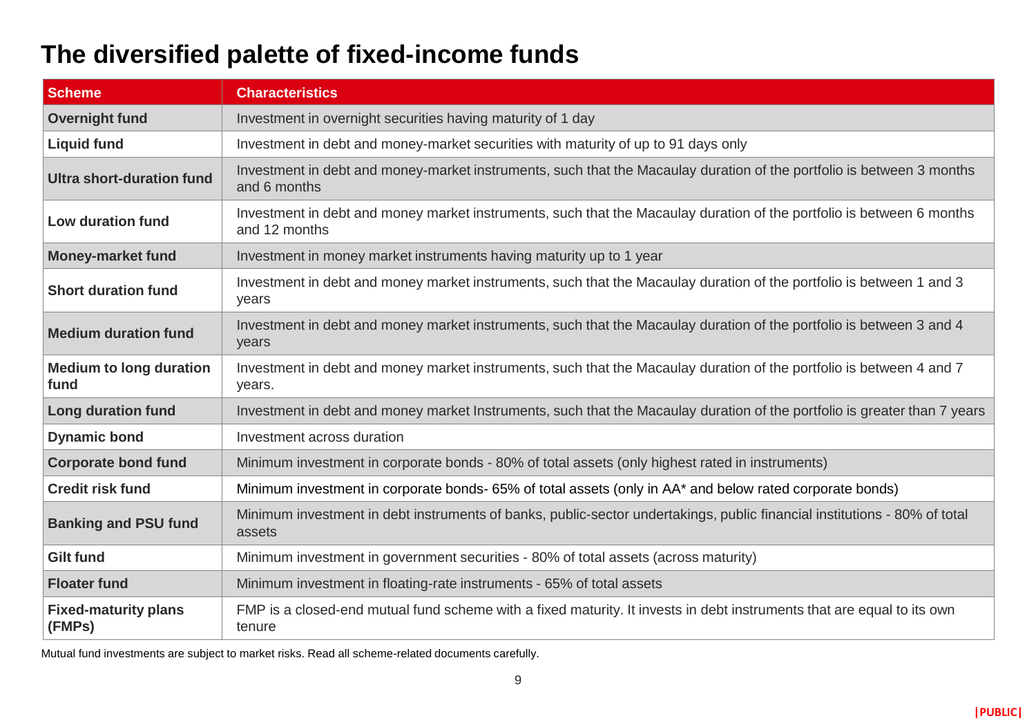# The diversified palette of fixed-income funds

| Scheme | Characteristics |
|---|---|
| **Overnight fund** | Investment in overnight securities having maturity of 1 day |
| **Liquid fund** | Investment in debt and money-market securities with maturity of up to 91 days only |
| **Ultra short-duration fund** | Investment in debt and money-market instruments, such that the Macaulay duration of the portfolio is between 3 months and 6 months |
| **Low duration fund** | Investment in debt and money market instruments, such that the Macaulay duration of the portfolio is between 6 months and 12 months |
| **Money-market fund** | Investment in money market instruments having maturity up to 1 year |
| **Short duration fund** | Investment in debt and money market instruments, such that the Macaulay duration of the portfolio is between 1 and 3 years |
| **Medium duration fund** | Investment in debt and money market instruments, such that the Macaulay duration of the portfolio is between 3 and 4 years |
| **Medium to long duration fund** | Investment in debt and money market instruments, such that the Macaulay duration of the portfolio is between 4 and 7 years. |
| **Long duration fund** | Investment in debt and money market Instruments, such that the Macaulay duration of the portfolio is greater than 7 years |
| **Dynamic bond** | Investment across duration |
| **Corporate bond fund** | Minimum investment in corporate bonds - 80% of total assets (only highest rated in instruments) |
| **Credit risk fund** | Minimum investment in corporate bonds- 65% of total assets (only in AA* and below rated corporate bonds) |
| **Banking and PSU fund** | Minimum investment in debt instruments of banks, public-sector undertakings, public financial institutions - 80% of total assets |
| **Gilt fund** | Minimum investment in government securities - 80% of total assets (across maturity) |
| **Floater fund** | Minimum investment in floating-rate instruments - 65% of total assets |
| **Fixed-maturity plans (FMPs)** | FMP is a closed-end mutual fund scheme with a fixed maturity. It invests in debt instruments that are equal to its own tenure |

Mutual fund investments are subject to market risks. Read all scheme-related documents carefully.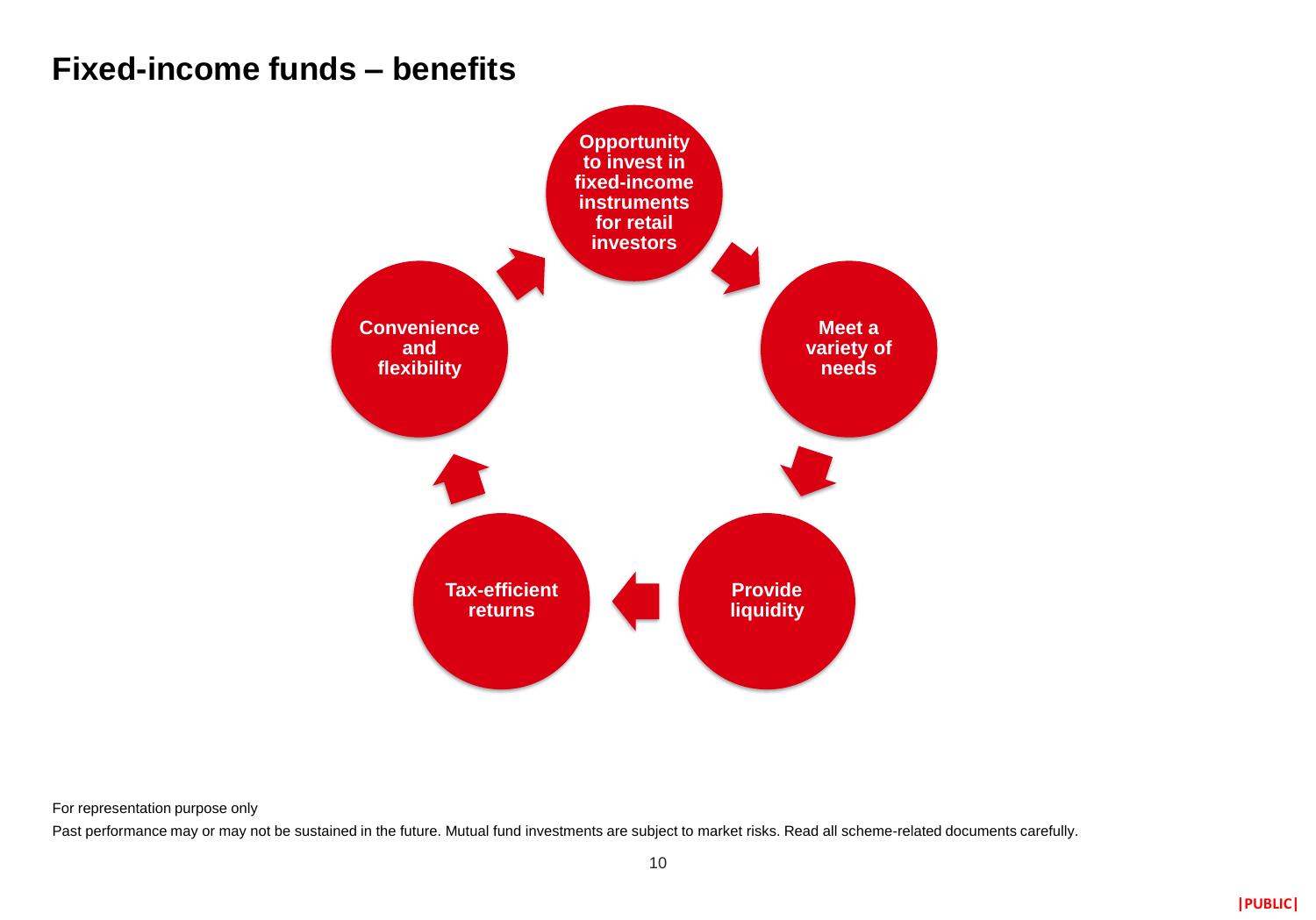# Fixed-income funds – benefits

- Opportunity to invest in fixed-income instruments for retail investors
- Meet a variety of needs
- Provide liquidity
- Tax-efficient returns
- Convenience and flexibility

For representation purpose only

Past performance may or may not be sustained in the future. Mutual fund investments are subject to market risks. Read all scheme-related documents carefully.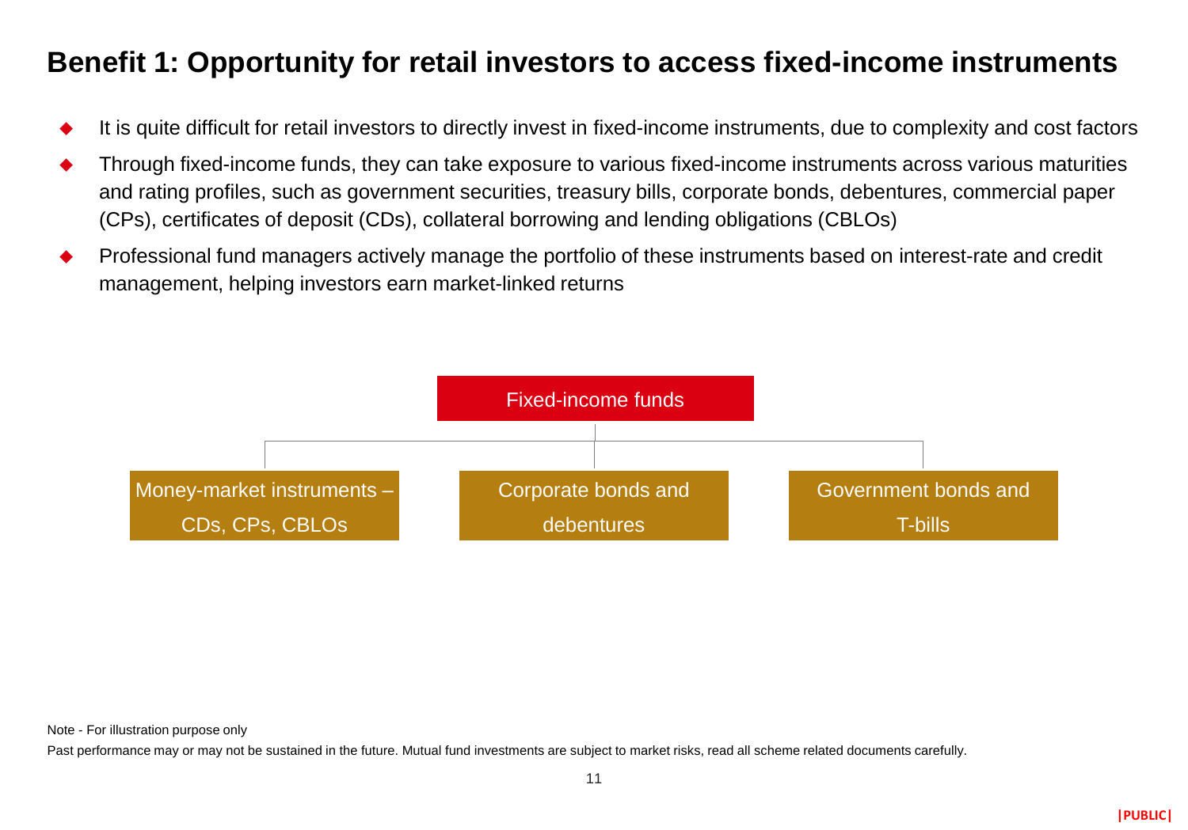# Benefit 1: Opportunity for retail investors to access fixed-income instruments

- It is quite difficult for retail investors to directly invest in fixed-income instruments, due to complexity and cost factors
- Through fixed-income funds, they can take exposure to various fixed-income instruments across various maturities and rating profiles, such as government securities, treasury bills, corporate bonds, debentures, commercial paper (CPs), certificates of deposit (CDs), collateral borrowing and lending obligations (CBLOs)
- Professional fund managers actively manage the portfolio of these instruments based on interest-rate and credit management, helping investors earn market-linked returns

Fixed-income funds

- Money-market instruments – CDs, CPs, CBLOs
- Corporate bonds and debentures
- Government bonds and T-bills

Note - For illustration purpose only

Past performance may or may not be sustained in the future. Mutual fund investments are subject to market risks, read all scheme related documents carefully.

|PUBLIC|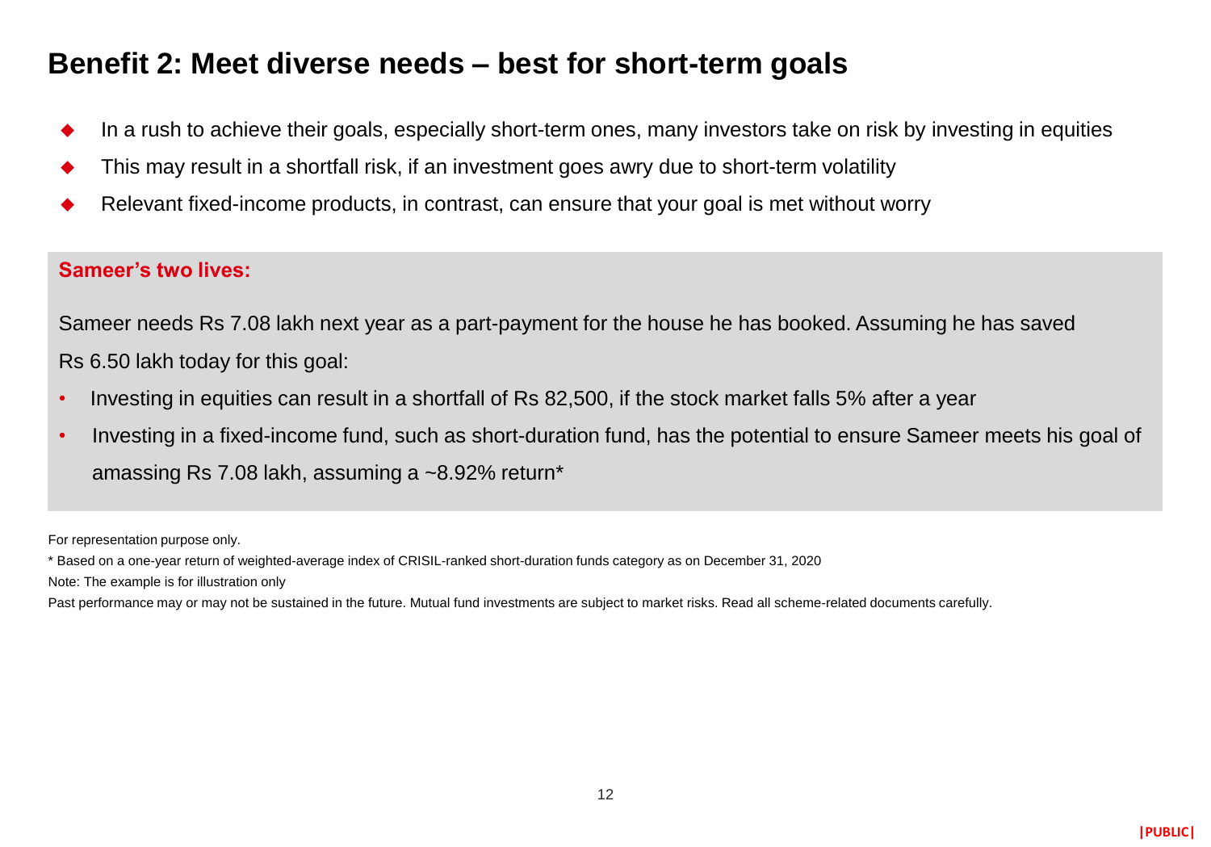# Benefit 2: Meet diverse needs – best for short-term goals

- In a rush to achieve their goals, especially short-term ones, many investors take on risk by investing in equities
- This may result in a shortfall risk, if an investment goes awry due to short-term volatility
- Relevant fixed-income products, in contrast, can ensure that your goal is met without worry

**Sameer's two lives:**

Sameer needs Rs 7.08 lakh next year as a part-payment for the house he has booked. Assuming he has saved Rs 6.50 lakh today for this goal:

- Investing in equities can result in a shortfall of Rs 82,500, if the stock market falls 5% after a year
- Investing in a fixed-income fund, such as short-duration fund, has the potential to ensure Sameer meets his goal of amassing Rs 7.08 lakh, assuming a ~8.92% return*

For representation purpose only.

* Based on a one-year return of weighted-average index of CRISIL-ranked short-duration funds category as on December 31, 2020

Note: The example is for illustration only

Past performance may or may not be sustained in the future. Mutual fund investments are subject to market risks. Read all scheme-related documents carefully.

|PUBLIC|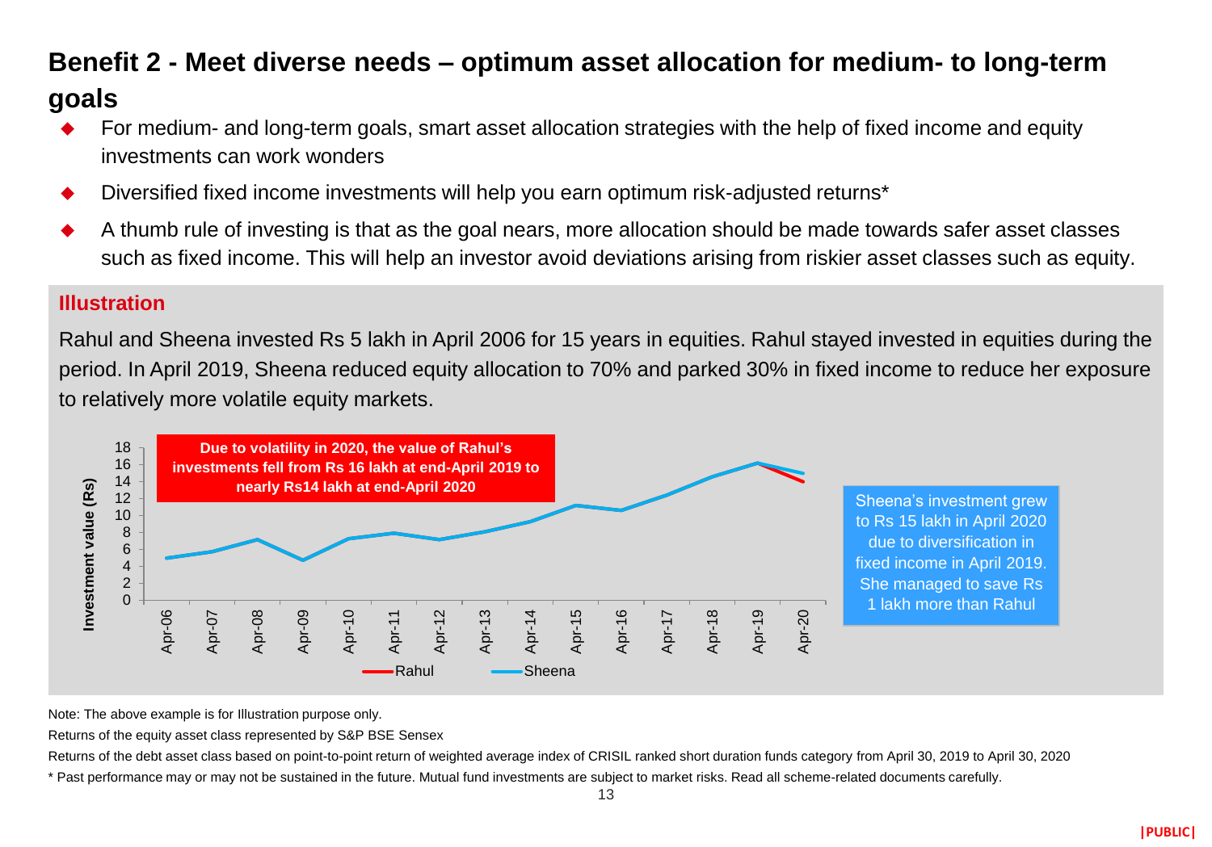# Benefit 2 - Meet diverse needs – optimum asset allocation for medium- to long-term goals

- For medium- and long-term goals, smart asset allocation strategies with the help of fixed income and equity investments can work wonders
- Diversified fixed income investments will help you earn optimum risk-adjusted returns*
- A thumb rule of investing is that as the goal nears, more allocation should be made towards safer asset classes such as fixed income. This will help an investor avoid deviations arising from riskier asset classes such as equity.

## Illustration

Rahul and Sheena invested Rs 5 lakh in April 2006 for 15 years in equities. Rahul stayed invested in equities during the period. In April 2019, Sheena reduced equity allocation to 70% and parked 30% in fixed income to reduce her exposure to relatively more volatile equity markets.

**Due to volatility in 2020, the value of Rahul's investments fell from Rs 16 lakh at end-April 2019 to nearly Rs14 lakh at end-April 2020**

Investment value (Rs)

18, 16, 14, 12, 10, 8, 6, 4, 2, 0

Apr-06, Apr-07, Apr-08, Apr-09, Apr-10, Apr-11, Apr-12, Apr-13, Apr-14, Apr-15, Apr-16, Apr-17, Apr-18, Apr-19, Apr-20

Rahul, Sheena

Sheena's investment grew to Rs 15 lakh in April 2020 due to diversification in fixed income in April 2019. She managed to save Rs 1 lakh more than Rahul

Note: The above example is for Illustration purpose only.

Returns of the equity asset class represented by S&P BSE Sensex

Returns of the debt asset class based on point-to-point return of weighted average index of CRISIL ranked short duration funds category from April 30, 2019 to April 30, 2020

\* Past performance may or may not be sustained in the future. Mutual fund investments are subject to market risks. Read all scheme-related documents carefully.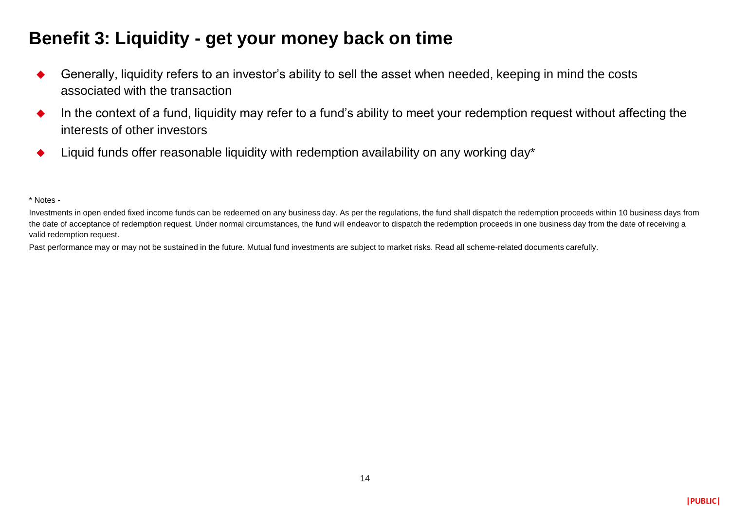# Benefit 3: Liquidity - get your money back on time

- Generally, liquidity refers to an investor's ability to sell the asset when needed, keeping in mind the costs associated with the transaction
- In the context of a fund, liquidity may refer to a fund's ability to meet your redemption request without affecting the interests of other investors
- Liquid funds offer reasonable liquidity with redemption availability on any working day*

* Notes -

Investments in open ended fixed income funds can be redeemed on any business day. As per the regulations, the fund shall dispatch the redemption proceeds within 10 business days from the date of acceptance of redemption request. Under normal circumstances, the fund will endeavor to dispatch the redemption proceeds in one business day from the date of receiving a valid redemption request.

Past performance may or may not be sustained in the future. Mutual fund investments are subject to market risks. Read all scheme-related documents carefully.

|PUBLIC|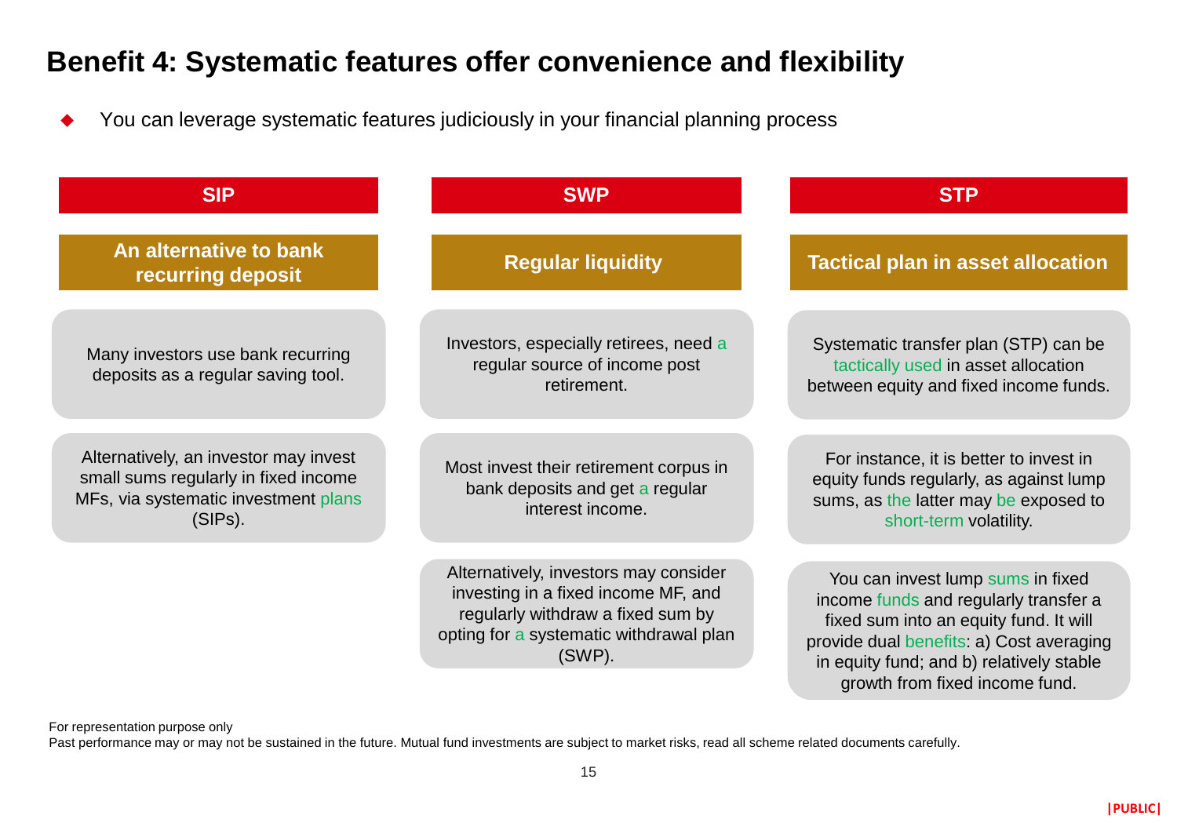# Benefit 4: Systematic features offer convenience and flexibility

- You can leverage systematic features judiciously in your financial planning process

## SIP

### An alternative to bank recurring deposit

Many investors use bank recurring deposits as a regular saving tool.

Alternatively, an investor may invest small sums regularly in fixed income MFs, via systematic investment plans (SIPs).

## SWP

### Regular liquidity

Investors, especially retirees, need a regular source of income post retirement.

Most invest their retirement corpus in bank deposits and get a regular interest income.

Alternatively, investors may consider investing in a fixed income MF, and regularly withdraw a fixed sum by opting for a systematic withdrawal plan (SWP).

## STP

### Tactical plan in asset allocation

Systematic transfer plan (STP) can be tactically used in asset allocation between equity and fixed income funds.

For instance, it is better to invest in equity funds regularly, as against lump sums, as the latter may be exposed to short-term volatility.

You can invest lump sums in fixed income funds and regularly transfer a fixed sum into an equity fund. It will provide dual benefits: a) Cost averaging in equity fund; and b) relatively stable growth from fixed income fund.

For representation purpose only

Past performance may or may not be sustained in the future. Mutual fund investments are subject to market risks, read all scheme related documents carefully.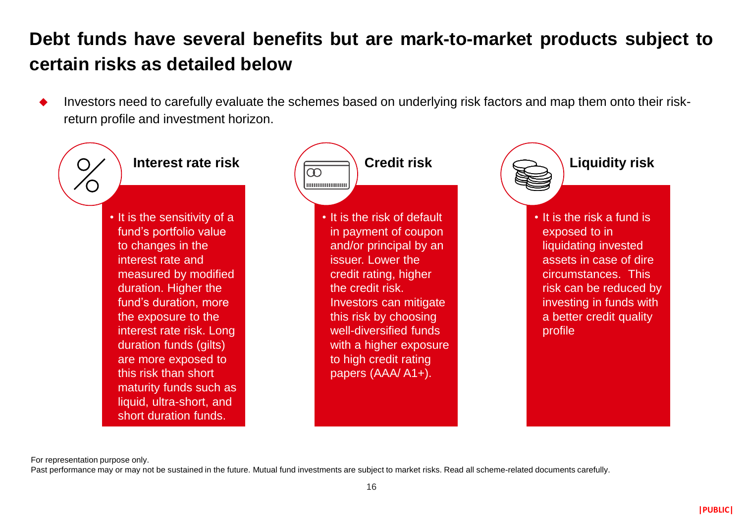# Debt funds have several benefits but are mark-to-market products subject to certain risks as detailed below

- Investors need to carefully evaluate the schemes based on underlying risk factors and map them onto their risk-return profile and investment horizon.

### Interest rate risk

- It is the sensitivity of a fund's portfolio value to changes in the interest rate and measured by modified duration. Higher the fund's duration, more the exposure to the interest rate risk. Long duration funds (gilts) are more exposed to this risk than short maturity funds such as liquid, ultra-short, and short duration funds.

### Credit risk

- It is the risk of default in payment of coupon and/or principal by an issuer. Lower the credit rating, higher the credit risk. Investors can mitigate this risk by choosing well-diversified funds with a higher exposure to high credit rating papers (AAA/ A1+).

### Liquidity risk

- It is the risk a fund is exposed to in liquidating invested assets in case of dire circumstances. This risk can be reduced by investing in funds with a better credit quality profile

For representation purpose only.

Past performance may or may not be sustained in the future. Mutual fund investments are subject to market risks. Read all scheme-related documents carefully.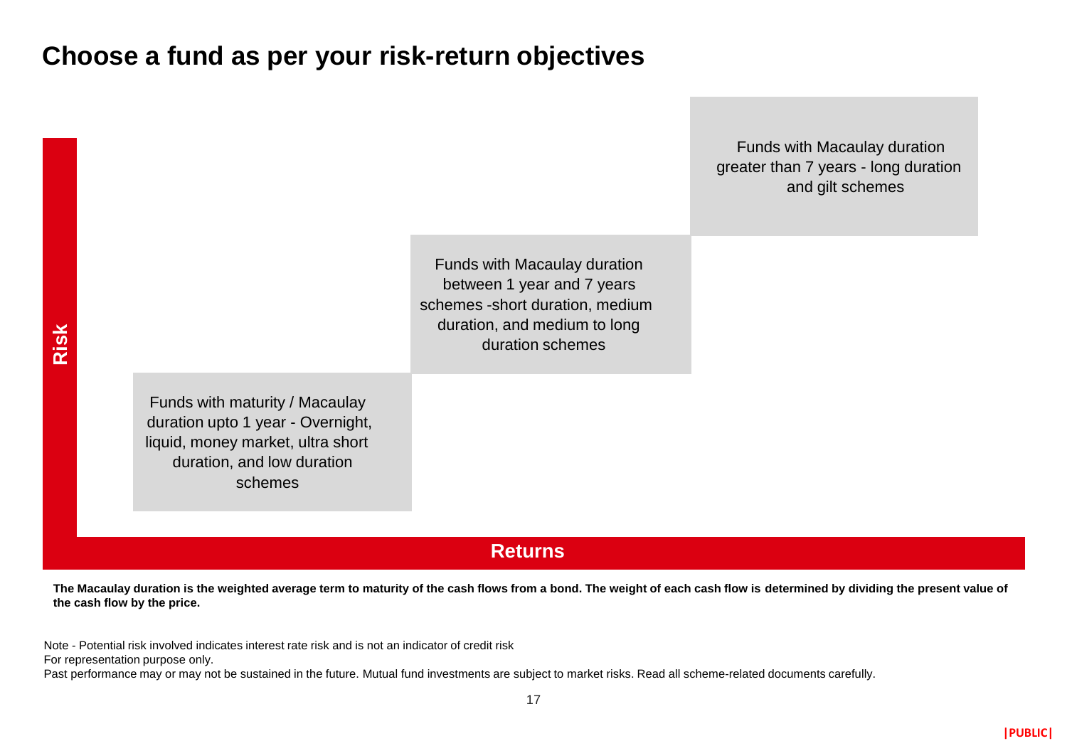# Choose a fund as per your risk-return objectives

Risk

Funds with Macaulay duration greater than 7 years - long duration and gilt schemes

Funds with Macaulay duration between 1 year and 7 years schemes -short duration, medium duration, and medium to long duration schemes

Funds with maturity / Macaulay duration upto 1 year - Overnight, liquid, money market, ultra short duration, and low duration schemes

Returns

**The Macaulay duration is the weighted average term to maturity of the cash flows from a bond. The weight of each cash flow is determined by dividing the present value of the cash flow by the price.**

Note - Potential risk involved indicates interest rate risk and is not an indicator of credit risk
For representation purpose only.
Past performance may or may not be sustained in the future. Mutual fund investments are subject to market risks. Read all scheme-related documents carefully.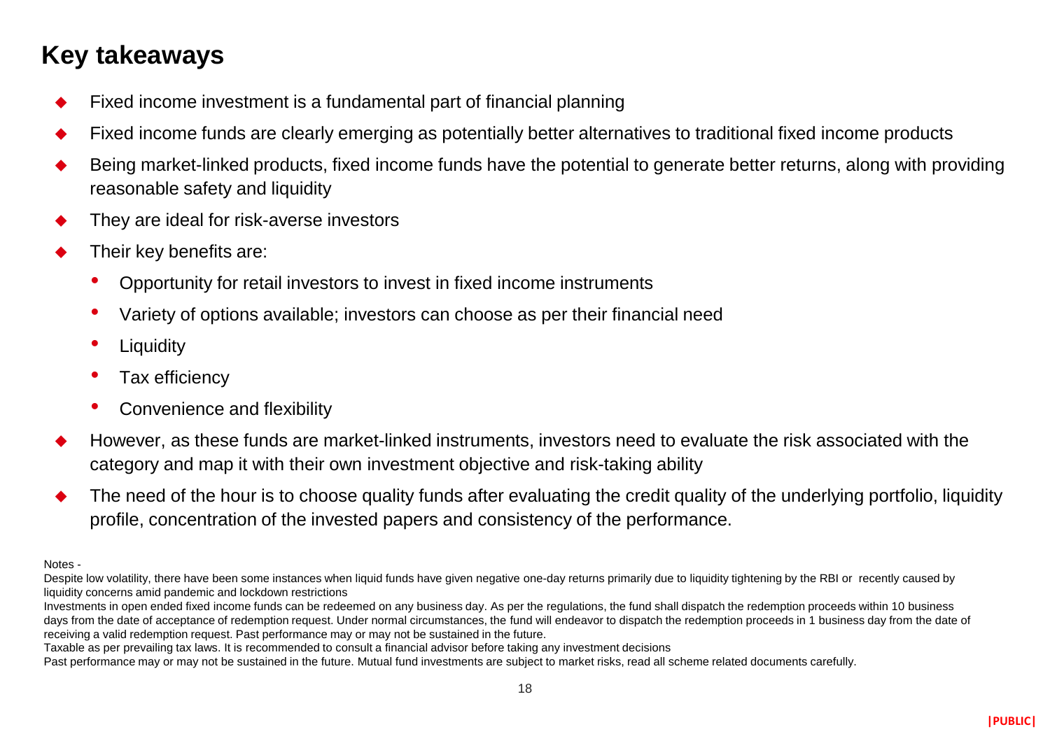## Key takeaways

- Fixed income investment is a fundamental part of financial planning
- Fixed income funds are clearly emerging as potentially better alternatives to traditional fixed income products
- Being market-linked products, fixed income funds have the potential to generate better returns, along with providing reasonable safety and liquidity
- They are ideal for risk-averse investors
- Their key benefits are:
  - Opportunity for retail investors to invest in fixed income instruments
  - Variety of options available; investors can choose as per their financial need
  - Liquidity
  - Tax efficiency
  - Convenience and flexibility
- However, as these funds are market-linked instruments, investors need to evaluate the risk associated with the category and map it with their own investment objective and risk-taking ability
- The need of the hour is to choose quality funds after evaluating the credit quality of the underlying portfolio, liquidity profile, concentration of the invested papers and consistency of the performance.

Notes -

Despite low volatility, there have been some instances when liquid funds have given negative one-day returns primarily due to liquidity tightening by the RBI or recently caused by liquidity concerns amid pandemic and lockdown restrictions

Investments in open ended fixed income funds can be redeemed on any business day. As per the regulations, the fund shall dispatch the redemption proceeds within 10 business days from the date of acceptance of redemption request. Under normal circumstances, the fund will endeavor to dispatch the redemption proceeds in 1 business day from the date of receiving a valid redemption request. Past performance may or may not be sustained in the future.

Taxable as per prevailing tax laws. It is recommended to consult a financial advisor before taking any investment decisions

Past performance may or may not be sustained in the future. Mutual fund investments are subject to market risks, read all scheme related documents carefully.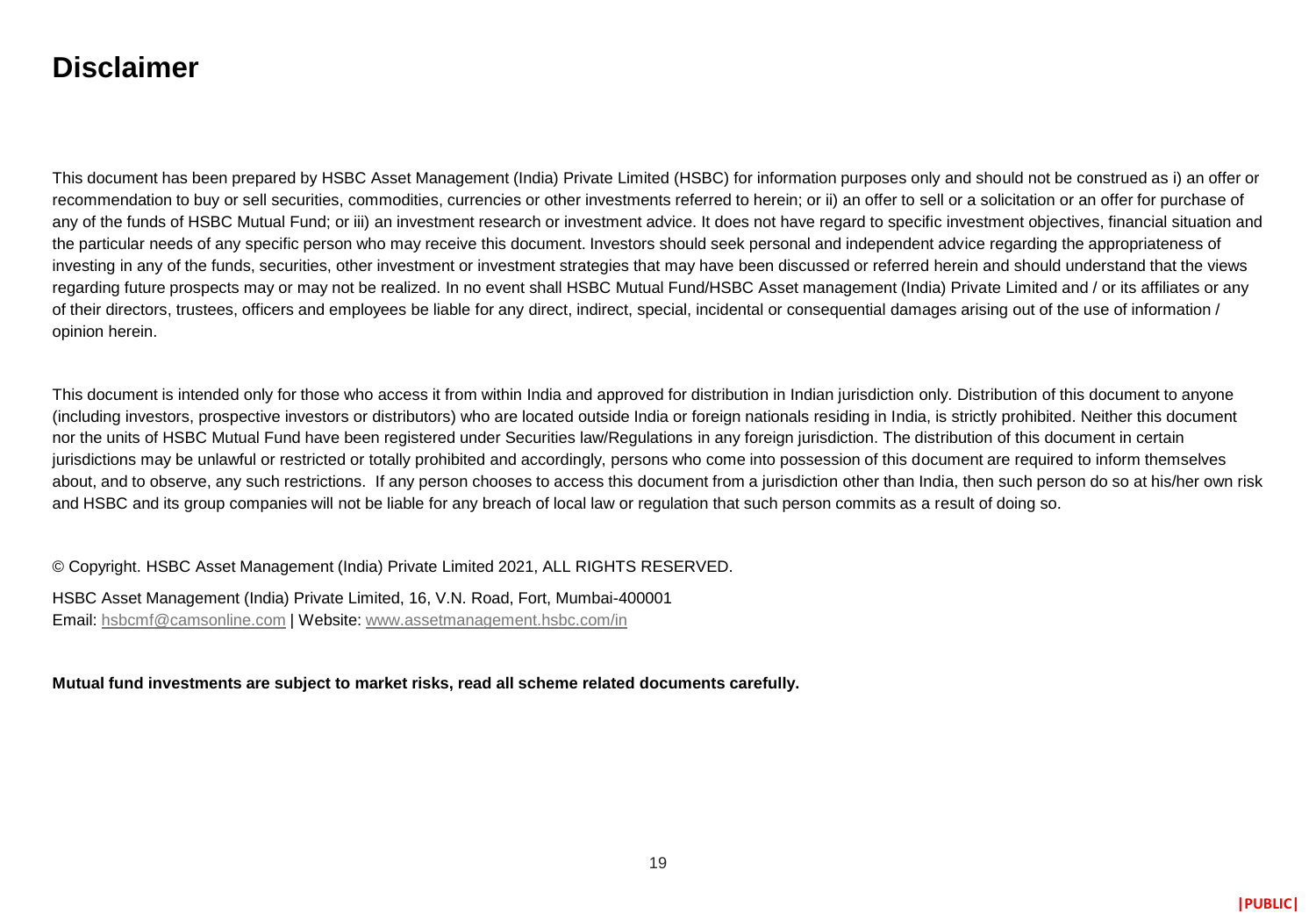# Disclaimer

This document has been prepared by HSBC Asset Management (India) Private Limited (HSBC) for information purposes only and should not be construed as i) an offer or recommendation to buy or sell securities, commodities, currencies or other investments referred to herein; or ii) an offer to sell or a solicitation or an offer for purchase of any of the funds of HSBC Mutual Fund; or iii) an investment research or investment advice. It does not have regard to specific investment objectives, financial situation and the particular needs of any specific person who may receive this document. Investors should seek personal and independent advice regarding the appropriateness of investing in any of the funds, securities, other investment or investment strategies that may have been discussed or referred herein and should understand that the views regarding future prospects may or may not be realized. In no event shall HSBC Mutual Fund/HSBC Asset management (India) Private Limited and / or its affiliates or any of their directors, trustees, officers and employees be liable for any direct, indirect, special, incidental or consequential damages arising out of the use of information / opinion herein.

This document is intended only for those who access it from within India and approved for distribution in Indian jurisdiction only. Distribution of this document to anyone (including investors, prospective investors or distributors) who are located outside India or foreign nationals residing in India, is strictly prohibited. Neither this document nor the units of HSBC Mutual Fund have been registered under Securities law/Regulations in any foreign jurisdiction. The distribution of this document in certain jurisdictions may be unlawful or restricted or totally prohibited and accordingly, persons who come into possession of this document are required to inform themselves about, and to observe, any such restrictions. If any person chooses to access this document from a jurisdiction other than India, then such person do so at his/her own risk and HSBC and its group companies will not be liable for any breach of local law or regulation that such person commits as a result of doing so.

© Copyright. HSBC Asset Management (India) Private Limited 2021, ALL RIGHTS RESERVED.

HSBC Asset Management (India) Private Limited, 16, V.N. Road, Fort, Mumbai-400001
Email: hsbcmf@camsonline.com | Website: www.assetmanagement.hsbc.com/in

**Mutual fund investments are subject to market risks, read all scheme related documents carefully.**